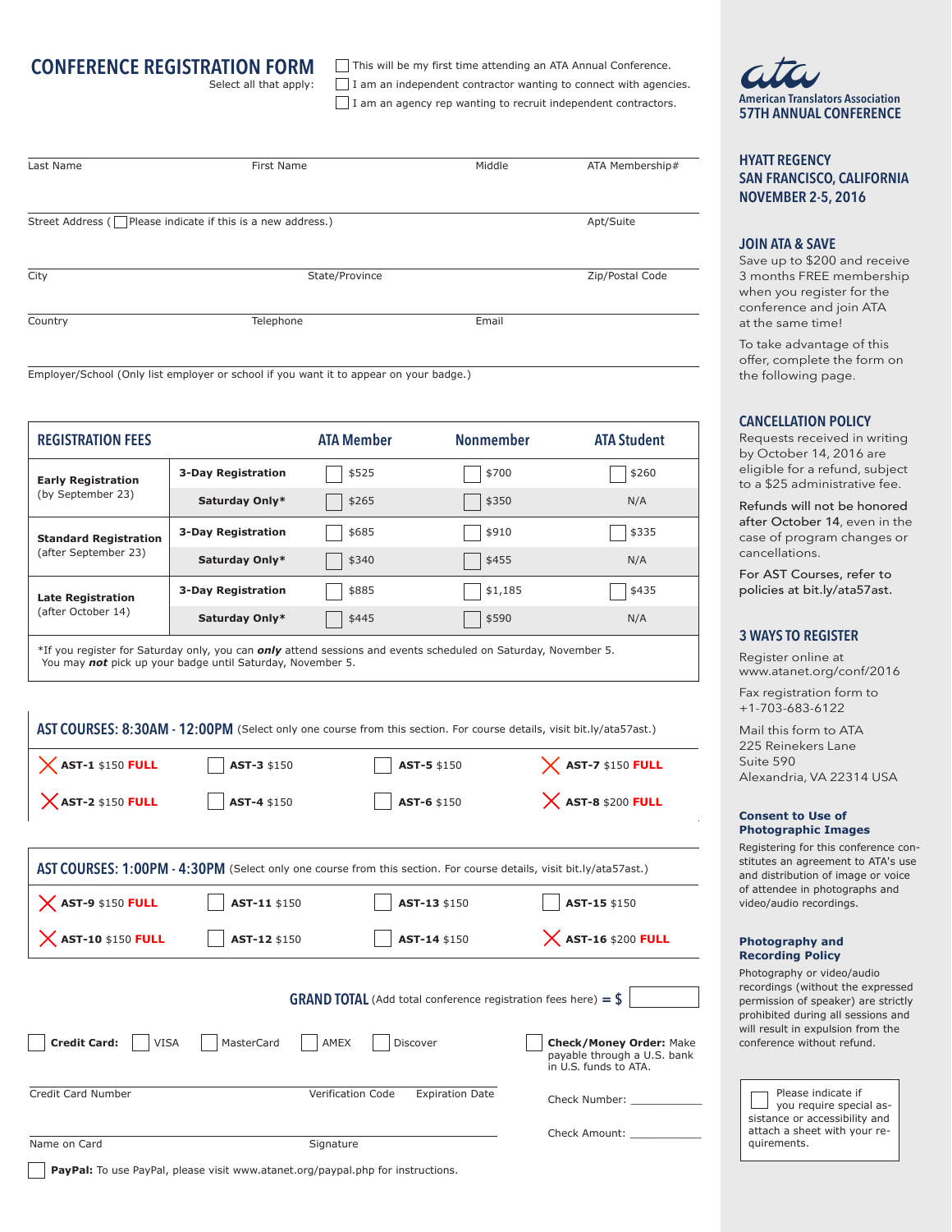# CONFERENCE REGISTRATION FORM

Select all that apply:

- ☐ This will be my first time attending an ATA Annual Conference.
- ☐ I am an independent contractor wanting to connect with agencies.
- ☐ I am an agency rep wanting to recruit independent contractors.

Last Name | First Name | Middle | ATA Membership#

Street Address ( ☐ Please indicate if this is a new address.) | Apt/Suite

City | State/Province | Zip/Postal Code

Country | Telephone | Email

Employer/School (Only list employer or school if you want it to appear on your badge.)

| REGISTRATION FEES | | ATA Member | Nonmember | ATA Student |
|---|---|---|---|---|
| **Early Registration** (by September 23) | **3-Day Registration** | ☐ $525 | ☐ $700 | ☐ $260 |
| | **Saturday Only*** | ☐ $265 | ☐ $350 | N/A |
| **Standard Registration** (after September 23) | **3-Day Registration** | ☐ $685 | ☐ $910 | ☐ $335 |
| | **Saturday Only*** | ☐ $340 | ☐ $455 | N/A |
| **Late Registration** (after October 14) | **3-Day Registration** | ☐ $885 | ☐ $1,185 | ☐ $435 |
| | **Saturday Only*** | ☐ $445 | ☐ $590 | N/A |

*If you register for Saturday only, you can ***only*** attend sessions and events scheduled on Saturday, November 5. You may ***not*** pick up your badge until Saturday, November 5.

## AST COURSES: 8:30AM - 12:00PM (Select only one course from this section. For course details, visit bit.ly/ata57ast.)

| | | | |
|---|---|---|---|
| ✗ **AST-1** $150 **FULL** | ☐ **AST-3** $150 | ☐ **AST-5** $150 | ✗ **AST-7** $150 **FULL** |
| ✗ **AST-2** $150 **FULL** | ☐ **AST-4** $150 | ☐ **AST-6** $150 | ✗ **AST-8** $200 **FULL** |

## AST COURSES: 1:00PM - 4:30PM (Select only one course from this section. For course details, visit bit.ly/ata57ast.)

| | | | |
|---|---|---|---|
| ✗ **AST-9** $150 **FULL** | ☐ **AST-11** $150 | ☐ **AST-13** $150 | ☐ **AST-15** $150 |
| ✗ **AST-10** $150 **FULL** | ☐ **AST-12** $150 | ☐ **AST-14** $150 | ✗ **AST-16** $200 **FULL** |

**GRAND TOTAL** (Add total conference registration fees here) = $ ________

☐ **Credit Card:** ☐ VISA ☐ MasterCard ☐ AMEX ☐ Discover

Credit Card Number | Verification Code | Expiration Date

Name on Card | Signature

☐ **Check/Money Order:** Make payable through a U.S. bank in U.S. funds to ATA.

Check Number: ____________

Check Amount: ____________

☐ **PayPal:** To use PayPal, please visit www.atanet.org/paypal.php for instructions.

ata
American Translators Association
**57TH ANNUAL CONFERENCE**

## HYATT REGENCY SAN FRANCISCO, CALIFORNIA NOVEMBER 2-5, 2016

## JOIN ATA & SAVE

Save up to $200 and receive 3 months FREE membership when you register for the conference and join ATA at the same time!

To take advantage of this offer, complete the form on the following page.

## CANCELLATION POLICY

Requests received in writing by October 14, 2016 are eligible for a refund, subject to a $25 administrative fee.

Refunds will not be honored after October 14, even in the case of program changes or cancellations.

For AST Courses, refer to policies at bit.ly/ata57ast.

## 3 WAYS TO REGISTER

Register online at www.atanet.org/conf/2016

Fax registration form to +1-703-683-6122

Mail this form to ATA
225 Reinekers Lane
Suite 590
Alexandria, VA 22314 USA

**Consent to Use of Photographic Images**

Registering for this conference constitutes an agreement to ATA's use and distribution of image or voice of attendee in photographs and video/audio recordings.

**Photography and Recording Policy**

Photography or video/audio recordings (without the expressed permission of speaker) are strictly prohibited during all sessions and will result in expulsion from the conference without refund.

☐ Please indicate if you require special assistance or accessibility and attach a sheet with your requirements.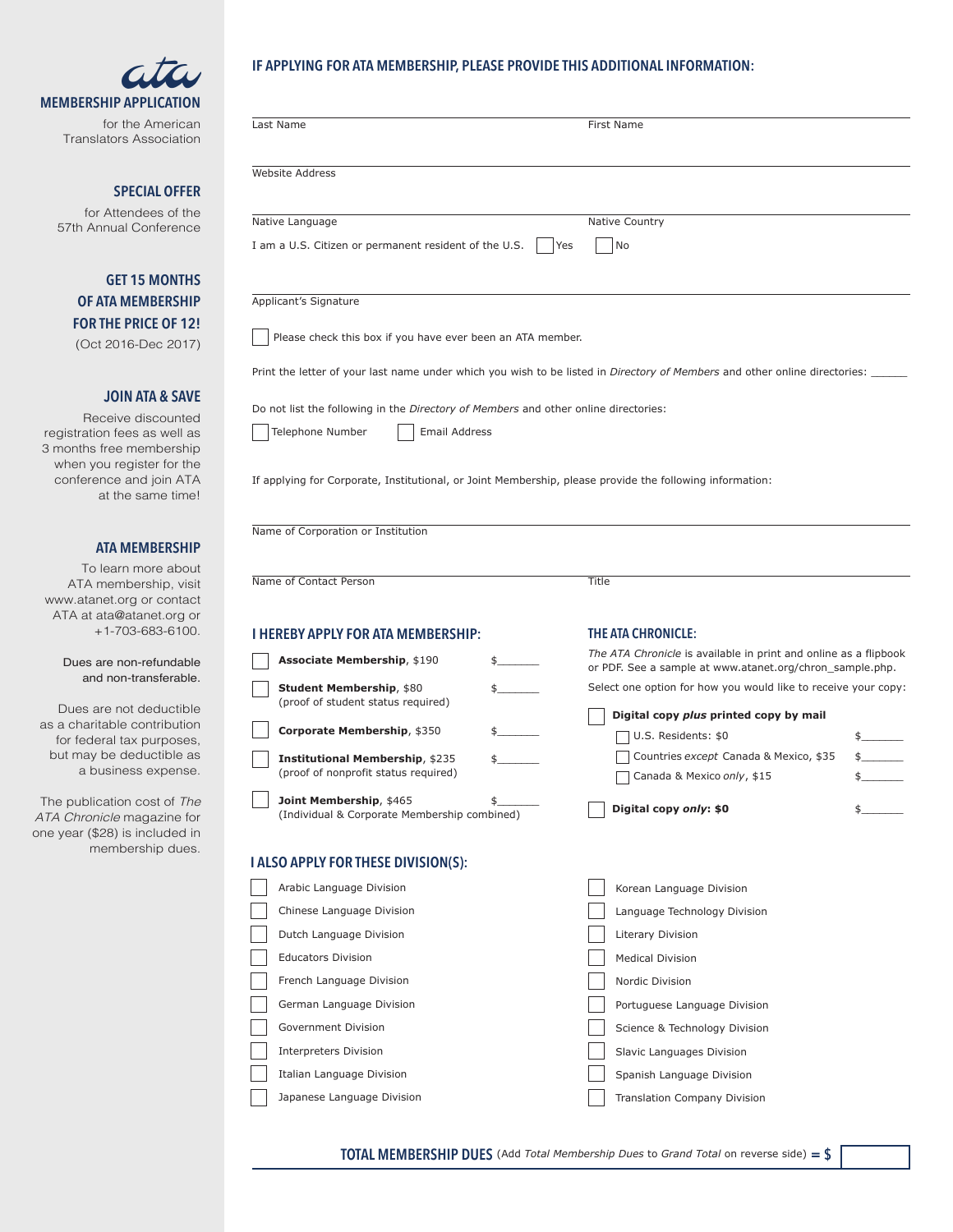ata

## MEMBERSHIP APPLICATION

for the American Translators Association

### SPECIAL OFFER

for Attendees of the 57th Annual Conference

### GET 15 MONTHS OF ATA MEMBERSHIP FOR THE PRICE OF 12!

(Oct 2016-Dec 2017)

### JOIN ATA & SAVE

Receive discounted registration fees as well as 3 months free membership when you register for the conference and join ATA at the same time!

### ATA MEMBERSHIP

To learn more about ATA membership, visit www.atanet.org or contact ATA at ata@atanet.org or +1-703-683-6100.

Dues are non-refundable and non-transferable.

Dues are not deductible as a charitable contribution for federal tax purposes, but may be deductible as a business expense.

The publication cost of *The ATA Chronicle* magazine for one year ($28) is included in membership dues.

## IF APPLYING FOR ATA MEMBERSHIP, PLEASE PROVIDE THIS ADDITIONAL INFORMATION:

Last Name ____________________ First Name ____________________

Website Address ____________________

Native Language ____________________ Native Country ____________________

I am a U.S. Citizen or permanent resident of the U.S. ☐ Yes ☐ No

Applicant's Signature ____________________

☐ Please check this box if you have ever been an ATA member.

Print the letter of your last name under which you wish to be listed in *Directory of Members* and other online directories: ______

Do not list the following in the *Directory of Members* and other online directories:

☐ Telephone Number ☐ Email Address

If applying for Corporate, Institutional, or Joint Membership, please provide the following information:

Name of Corporation or Institution ____________________

Name of Contact Person ____________________ Title ____________________

## I HEREBY APPLY FOR ATA MEMBERSHIP:

- ☐ **Associate Membership**, $190 $_______
- ☐ **Student Membership**, $80 (proof of student status required) $_______
- ☐ **Corporate Membership**, $350 $_______
- ☐ **Institutional Membership**, $235 (proof of nonprofit status required) $_______
- ☐ **Joint Membership**, $465 (Individual & Corporate Membership combined) $_______

## THE ATA CHRONICLE:

*The ATA Chronicle* is available in print and online as a flipbook or PDF. See a sample at www.atanet.org/chron_sample.php.

Select one option for how you would like to receive your copy:

- ☐ **Digital copy *plus* printed copy by mail**
  - ☐ U.S. Residents: $0 $_______
  - ☐ Countries *except* Canada & Mexico, $35 $_______
  - ☐ Canada & Mexico *only*, $15 $_______
- ☐ **Digital copy *only*: $0** $_______

## I ALSO APPLY FOR THESE DIVISION(S):

- ☐ Arabic Language Division
- ☐ Chinese Language Division
- ☐ Dutch Language Division
- ☐ Educators Division
- ☐ French Language Division
- ☐ German Language Division
- ☐ Government Division
- ☐ Interpreters Division
- ☐ Italian Language Division
- ☐ Japanese Language Division
- ☐ Korean Language Division
- ☐ Language Technology Division
- ☐ Literary Division
- ☐ Medical Division
- ☐ Nordic Division
- ☐ Portuguese Language Division
- ☐ Science & Technology Division
- ☐ Slavic Languages Division
- ☐ Spanish Language Division
- ☐ Translation Company Division

**TOTAL MEMBERSHIP DUES** (Add *Total Membership Dues* to *Grand Total* on reverse side) **= $** ________